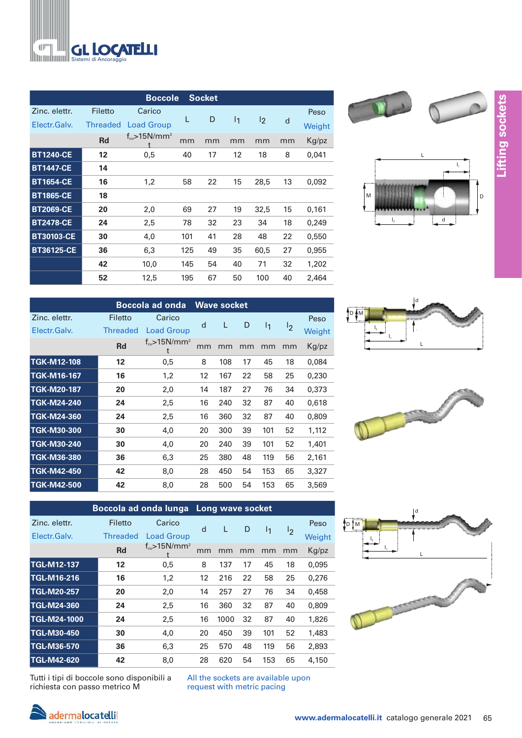# Lifting sockets

## Boccole Socket

| Zinc. elettr. Electr.Galv. | Filetto Threaded Rd | Carico Load Group $f_{cu}$>15N/mm² t | L mm | D mm | $l_1$ mm | $l_2$ mm | d mm | Peso Weight Kg/pz |
|---|---|---|---|---|---|---|---|---|
| BT1240-CE | 12 | 0,5 | 40 | 17 | 12 | 18 | 8 | 0,041 |
| BT1447-CE | 14 | | | | | | | |
| BT1654-CE | 16 | 1,2 | 58 | 22 | 15 | 28,5 | 13 | 0,092 |
| BT1865-CE | 18 | | | | | | | |
| BT2069-CE | 20 | 2,0 | 69 | 27 | 19 | 32,5 | 15 | 0,161 |
| BT2478-CE | 24 | 2,5 | 78 | 32 | 23 | 34 | 18 | 0,249 |
| BT30103-CE | 30 | 4,0 | 101 | 41 | 28 | 48 | 22 | 0,550 |
| BT36125-CE | 36 | 6,3 | 125 | 49 | 35 | 60,5 | 27 | 0,955 |
| | 42 | 10,0 | 145 | 54 | 40 | 71 | 32 | 1,202 |
| | 52 | 12,5 | 195 | 67 | 50 | 100 | 40 | 2,464 |

## Boccola ad onda Wave socket

| Zinc. elettr. Electr.Galv. | Filetto Threaded Rd | Carico Load Group $f_{cu}$>15N/mm² t | d mm | L mm | D mm | $l_1$ mm | $l_2$ mm | Peso Weight Kg/pz |
|---|---|---|---|---|---|---|---|---|
| TGK-M12-108 | 12 | 0,5 | 8 | 108 | 17 | 45 | 18 | 0,084 |
| TGK-M16-167 | 16 | 1,2 | 12 | 167 | 22 | 58 | 25 | 0,230 |
| TGK-M20-187 | 20 | 2,0 | 14 | 187 | 27 | 76 | 34 | 0,373 |
| TGK-M24-240 | 24 | 2,5 | 16 | 240 | 32 | 87 | 40 | 0,618 |
| TGK-M24-360 | 24 | 2,5 | 16 | 360 | 32 | 87 | 40 | 0,809 |
| TGK-M30-300 | 30 | 4,0 | 20 | 300 | 39 | 101 | 52 | 1,112 |
| TGK-M30-240 | 30 | 4,0 | 20 | 240 | 39 | 101 | 52 | 1,401 |
| TGK-M36-380 | 36 | 6,3 | 25 | 380 | 48 | 119 | 56 | 2,161 |
| TGK-M42-450 | 42 | 8,0 | 28 | 450 | 54 | 153 | 65 | 3,327 |
| TGK-M42-500 | 42 | 8,0 | 28 | 500 | 54 | 153 | 65 | 3,569 |

## Boccola ad onda lunga Long wave socket

| Zinc. elettr. Electr.Galv. | Filetto Threaded Rd | Carico Load Group $f_{cu}$>15N/mm² t | d mm | L mm | D mm | $l_1$ mm | $l_2$ mm | Peso Weight Kg/pz |
|---|---|---|---|---|---|---|---|---|
| TGL-M12-137 | 12 | 0,5 | 8 | 137 | 17 | 45 | 18 | 0,095 |
| TGL-M16-216 | 16 | 1,2 | 12 | 216 | 22 | 58 | 25 | 0,276 |
| TGL-M20-257 | 20 | 2,0 | 14 | 257 | 27 | 76 | 34 | 0,458 |
| TGL-M24-360 | 24 | 2,5 | 16 | 360 | 32 | 87 | 40 | 0,809 |
| TGL-M24-1000 | 24 | 2,5 | 16 | 1000 | 32 | 87 | 40 | 1,826 |
| TGL-M30-450 | 30 | 4,0 | 20 | 450 | 39 | 101 | 52 | 1,483 |
| TGL-M36-570 | 36 | 6,3 | 25 | 570 | 48 | 119 | 56 | 2,893 |
| TGL-M42-620 | 42 | 8,0 | 28 | 620 | 54 | 153 | 65 | 4,150 |

Tutti i tipi di boccole sono disponibili a richiesta con passo metrico M

All the sockets are available upon request with metric pacing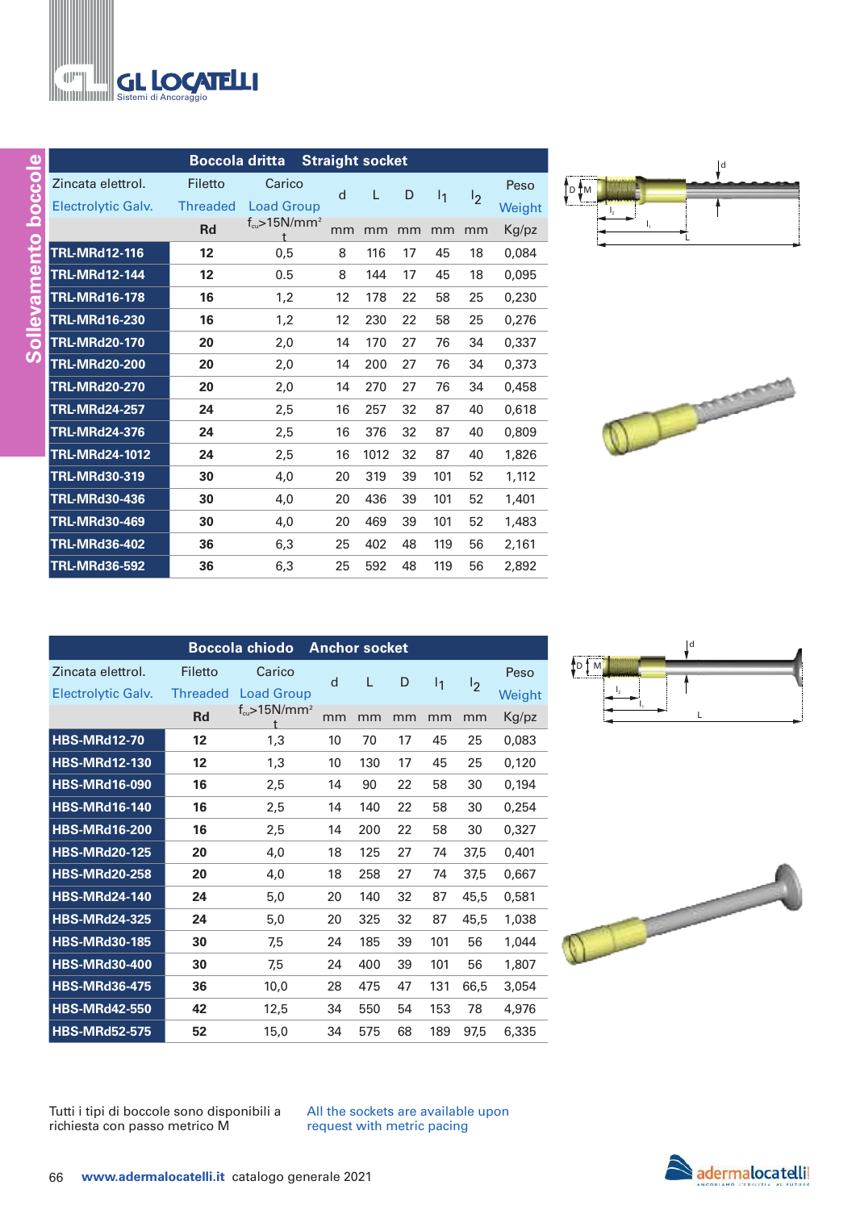# Sollevamento boccole

## Boccola dritta — Straight socket

| Zincata elettrol. / Electrolytic Galv. | Filetto / Threaded | Carico / Load Group | d | L | D | $l_1$ | $l_2$ | Peso / Weight |
|---|---|---|---|---|---|---|---|---|
| | Rd | $f_{cu}$>15N/mm² t | mm | mm | mm | mm | mm | Kg/pz |
| **TRL-MRd12-116** | **12** | 0,5 | 8 | 116 | 17 | 45 | 18 | 0,084 |
| **TRL-MRd12-144** | **12** | 0.5 | 8 | 144 | 17 | 45 | 18 | 0,095 |
| **TRL-MRd16-178** | **16** | 1,2 | 12 | 178 | 22 | 58 | 25 | 0,230 |
| **TRL-MRd16-230** | **16** | 1,2 | 12 | 230 | 22 | 58 | 25 | 0,276 |
| **TRL-MRd20-170** | **20** | 2,0 | 14 | 170 | 27 | 76 | 34 | 0,337 |
| **TRL-MRd20-200** | **20** | 2,0 | 14 | 200 | 27 | 76 | 34 | 0,373 |
| **TRL-MRd20-270** | **20** | 2,0 | 14 | 270 | 27 | 76 | 34 | 0,458 |
| **TRL-MRd24-257** | **24** | 2,5 | 16 | 257 | 32 | 87 | 40 | 0,618 |
| **TRL-MRd24-376** | **24** | 2,5 | 16 | 376 | 32 | 87 | 40 | 0,809 |
| **TRL-MRd24-1012** | **24** | 2,5 | 16 | 1012 | 32 | 87 | 40 | 1,826 |
| **TRL-MRd30-319** | **30** | 4,0 | 20 | 319 | 39 | 101 | 52 | 1,112 |
| **TRL-MRd30-436** | **30** | 4,0 | 20 | 436 | 39 | 101 | 52 | 1,401 |
| **TRL-MRd30-469** | **30** | 4,0 | 20 | 469 | 39 | 101 | 52 | 1,483 |
| **TRL-MRd36-402** | **36** | 6,3 | 25 | 402 | 48 | 119 | 56 | 2,161 |
| **TRL-MRd36-592** | **36** | 6,3 | 25 | 592 | 48 | 119 | 56 | 2,892 |

## Boccola chiodo — Anchor socket

| Zincata elettrol. / Electrolytic Galv. | Filetto / Threaded | Carico / Load Group | d | L | D | $l_1$ | $l_2$ | Peso / Weight |
|---|---|---|---|---|---|---|---|---|
| | Rd | $f_{cu}$>15N/mm² t | mm | mm | mm | mm | mm | Kg/pz |
| **HBS-MRd12-70** | **12** | 1,3 | 10 | 70 | 17 | 45 | 25 | 0,083 |
| **HBS-MRd12-130** | **12** | 1,3 | 10 | 130 | 17 | 45 | 25 | 0,120 |
| **HBS-MRd16-090** | **16** | 2,5 | 14 | 90 | 22 | 58 | 30 | 0,194 |
| **HBS-MRd16-140** | **16** | 2,5 | 14 | 140 | 22 | 58 | 30 | 0,254 |
| **HBS-MRd16-200** | **16** | 2,5 | 14 | 200 | 22 | 58 | 30 | 0,327 |
| **HBS-MRd20-125** | **20** | 4,0 | 18 | 125 | 27 | 74 | 37,5 | 0,401 |
| **HBS-MRd20-258** | **20** | 4,0 | 18 | 258 | 27 | 74 | 37,5 | 0,667 |
| **HBS-MRd24-140** | **24** | 5,0 | 20 | 140 | 32 | 87 | 45,5 | 0,581 |
| **HBS-MRd24-325** | **24** | 5,0 | 20 | 325 | 32 | 87 | 45,5 | 1,038 |
| **HBS-MRd30-185** | **30** | 7,5 | 24 | 185 | 39 | 101 | 56 | 1,044 |
| **HBS-MRd30-400** | **30** | 7,5 | 24 | 400 | 39 | 101 | 56 | 1,807 |
| **HBS-MRd36-475** | **36** | 10,0 | 28 | 475 | 47 | 131 | 66,5 | 3,054 |
| **HBS-MRd42-550** | **42** | 12,5 | 34 | 550 | 54 | 153 | 78 | 4,976 |
| **HBS-MRd52-575** | **52** | 15,0 | 34 | 575 | 68 | 189 | 97,5 | 6,335 |

Tutti i tipi di boccole sono disponibili a richiesta con passo metrico M

All the sockets are available upon request with metric pacing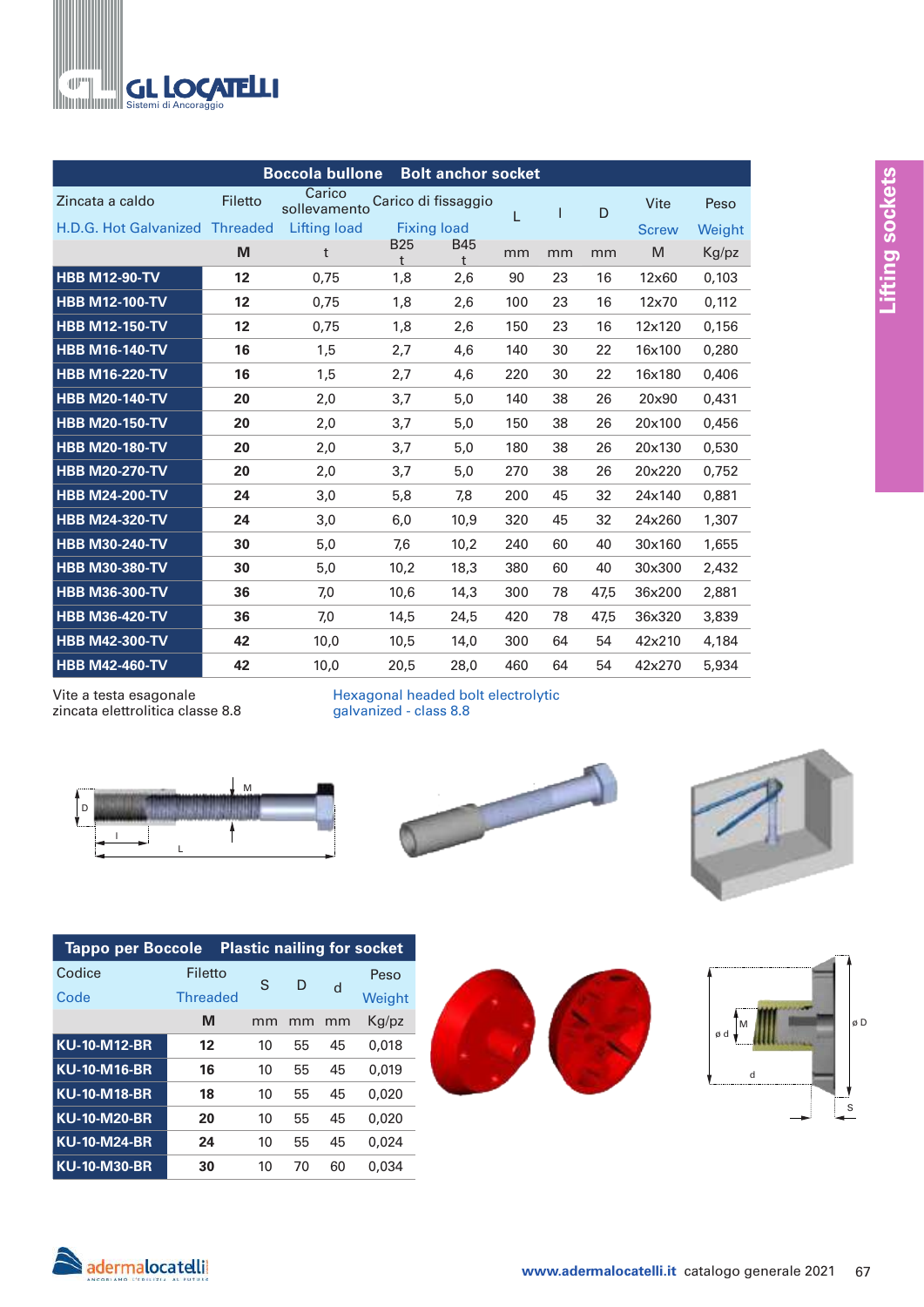## Boccola bullone Bolt anchor socket

| Zincata a caldo<br>H.D.G. Hot Galvanized | Filetto<br>Threaded | Carico sollevamento<br>Lifting load | Carico di fissaggio<br>Fixing load | | L | l | D | Vite<br>Screw | Peso<br>Weight |
|---|---|---|---|---|---|---|---|---|---|
| | M | t | B25<br>t | B45<br>t | mm | mm | mm | M | Kg/pz |
| **HBB M12-90-TV** | **12** | 0,75 | 1,8 | 2,6 | 90 | 23 | 16 | 12x60 | 0,103 |
| **HBB M12-100-TV** | **12** | 0,75 | 1,8 | 2,6 | 100 | 23 | 16 | 12x70 | 0,112 |
| **HBB M12-150-TV** | **12** | 0,75 | 1,8 | 2,6 | 150 | 23 | 16 | 12x120 | 0,156 |
| **HBB M16-140-TV** | **16** | 1,5 | 2,7 | 4,6 | 140 | 30 | 22 | 16x100 | 0,280 |
| **HBB M16-220-TV** | **16** | 1,5 | 2,7 | 4,6 | 220 | 30 | 22 | 16x180 | 0,406 |
| **HBB M20-140-TV** | **20** | 2,0 | 3,7 | 5,0 | 140 | 38 | 26 | 20x90 | 0,431 |
| **HBB M20-150-TV** | **20** | 2,0 | 3,7 | 5,0 | 150 | 38 | 26 | 20x100 | 0,456 |
| **HBB M20-180-TV** | **20** | 2,0 | 3,7 | 5,0 | 180 | 38 | 26 | 20x130 | 0,530 |
| **HBB M20-270-TV** | **20** | 2,0 | 3,7 | 5,0 | 270 | 38 | 26 | 20x220 | 0,752 |
| **HBB M24-200-TV** | **24** | 3,0 | 5,8 | 7,8 | 200 | 45 | 32 | 24x140 | 0,881 |
| **HBB M24-320-TV** | **24** | 3,0 | 6,0 | 10,9 | 320 | 45 | 32 | 24x260 | 1,307 |
| **HBB M30-240-TV** | **30** | 5,0 | 7,6 | 10,2 | 240 | 60 | 40 | 30x160 | 1,655 |
| **HBB M30-380-TV** | **30** | 5,0 | 10,2 | 18,3 | 380 | 60 | 40 | 30x300 | 2,432 |
| **HBB M36-300-TV** | **36** | 7,0 | 10,6 | 14,3 | 300 | 78 | 47,5 | 36x200 | 2,881 |
| **HBB M36-420-TV** | **36** | 7,0 | 14,5 | 24,5 | 420 | 78 | 47,5 | 36x320 | 3,839 |
| **HBB M42-300-TV** | **42** | 10,0 | 10,5 | 14,0 | 300 | 64 | 54 | 42x210 | 4,184 |
| **HBB M42-460-TV** | **42** | 10,0 | 20,5 | 28,0 | 460 | 64 | 54 | 42x270 | 5,934 |

Vite a testa esagonale zincata elettrolitica classe 8.8

Hexagonal headed bolt electrolytic galvanized - class 8.8

## Tappo per Boccole Plastic nailing for socket

| Codice<br>Code | Filetto<br>Threaded | S | D | d | Peso<br>Weight |
|---|---|---|---|---|---|
| | M | mm | mm | mm | Kg/pz |
| **KU-10-M12-BR** | **12** | 10 | 55 | 45 | 0,018 |
| **KU-10-M16-BR** | **16** | 10 | 55 | 45 | 0,019 |
| **KU-10-M18-BR** | **18** | 10 | 55 | 45 | 0,020 |
| **KU-10-M20-BR** | **20** | 10 | 55 | 45 | 0,020 |
| **KU-10-M24-BR** | **24** | 10 | 55 | 45 | 0,024 |
| **KU-10-M30-BR** | **30** | 10 | 70 | 60 | 0,034 |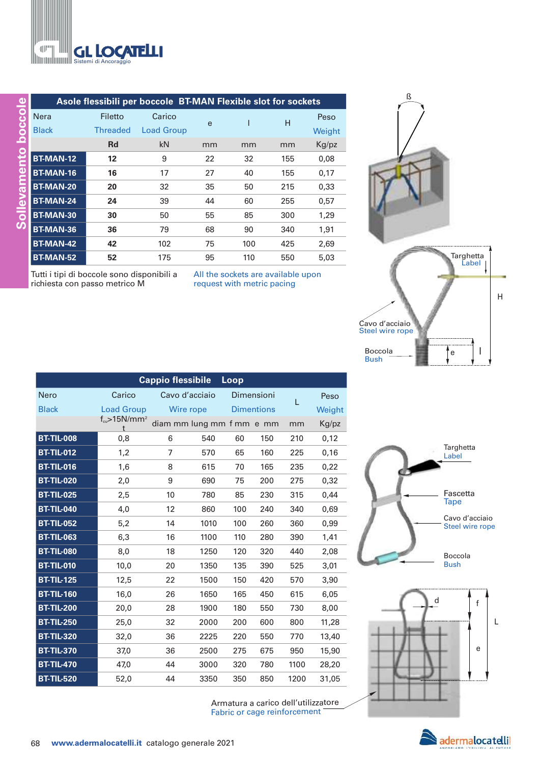# Sollevamento boccole

## Asole flessibili per boccole BT-MAN Flexible slot for sockets

| Nera / Black | Filetto / Threaded | Carico / Load Group | e | l | H | Peso / Weight |
|---|---|---|---|---|---|---|
| | Rd | kN | mm | mm | mm | Kg/pz |
| BT-MAN-12 | 12 | 9 | 22 | 32 | 155 | 0,08 |
| BT-MAN-16 | 16 | 17 | 27 | 40 | 155 | 0,17 |
| BT-MAN-20 | 20 | 32 | 35 | 50 | 215 | 0,33 |
| BT-MAN-24 | 24 | 39 | 44 | 60 | 255 | 0,57 |
| BT-MAN-30 | 30 | 50 | 55 | 85 | 300 | 1,29 |
| BT-MAN-36 | 36 | 79 | 68 | 90 | 340 | 1,91 |
| BT-MAN-42 | 42 | 102 | 75 | 100 | 425 | 2,69 |
| BT-MAN-52 | 52 | 175 | 95 | 110 | 550 | 5,03 |

Tutti i tipi di boccole sono disponibili a richiesta con passo metrico M

All the sockets are available upon request with metric pacing

ß

Targhetta
Label

H

Cavo d'acciaio
Steel wire rope

Boccola
Bush

e

l

## Cappio flessibile Loop

| Nero / Black | Carico / Load Group | Cavo d'acciaio / Wire rope | | Dimensioni / Dimentions | | L | Peso / Weight |
|---|---|---|---|---|---|---|---|
| | $f_{cu}$>15N/mm² t | diam mm | lung mm | f mm | e mm | mm | Kg/pz |
| BT-TIL-008 | 0,8 | 6 | 540 | 60 | 150 | 210 | 0,12 |
| BT-TIL-012 | 1,2 | 7 | 570 | 65 | 160 | 225 | 0,16 |
| BT-TIL-016 | 1,6 | 8 | 615 | 70 | 165 | 235 | 0,22 |
| BT-TIL-020 | 2,0 | 9 | 690 | 75 | 200 | 275 | 0,32 |
| BT-TIL-025 | 2,5 | 10 | 780 | 85 | 230 | 315 | 0,44 |
| BT-TIL-040 | 4,0 | 12 | 860 | 100 | 240 | 340 | 0,69 |
| BT-TIL-052 | 5,2 | 14 | 1010 | 100 | 260 | 360 | 0,99 |
| BT-TIL-063 | 6,3 | 16 | 1100 | 110 | 280 | 390 | 1,41 |
| BT-TIL-080 | 8,0 | 18 | 1250 | 120 | 320 | 440 | 2,08 |
| BT-TIL-010 | 10,0 | 20 | 1350 | 135 | 390 | 525 | 3,01 |
| BT-TIL-125 | 12,5 | 22 | 1500 | 150 | 420 | 570 | 3,90 |
| BT-TIL-160 | 16,0 | 26 | 1650 | 165 | 450 | 615 | 6,05 |
| BT-TIL-200 | 20,0 | 28 | 1900 | 180 | 550 | 730 | 8,00 |
| BT-TIL-250 | 25,0 | 32 | 2000 | 200 | 600 | 800 | 11,28 |
| BT-TIL-320 | 32,0 | 36 | 2225 | 220 | 550 | 770 | 13,40 |
| BT-TIL-370 | 37,0 | 36 | 2500 | 275 | 675 | 950 | 15,90 |
| BT-TIL-470 | 47,0 | 44 | 3000 | 320 | 780 | 1100 | 28,20 |
| BT-TIL-520 | 52,0 | 44 | 3350 | 350 | 850 | 1200 | 31,05 |

Targhetta
Label

Fascetta
Tape

Cavo d'acciaio
Steel wire rope

Boccola
Bush

d

f

L

e

Armatura a carico dell'utilizzatore
Fabric or cage reinforcement

www.adermalocatelli.it catalogo generale 2021